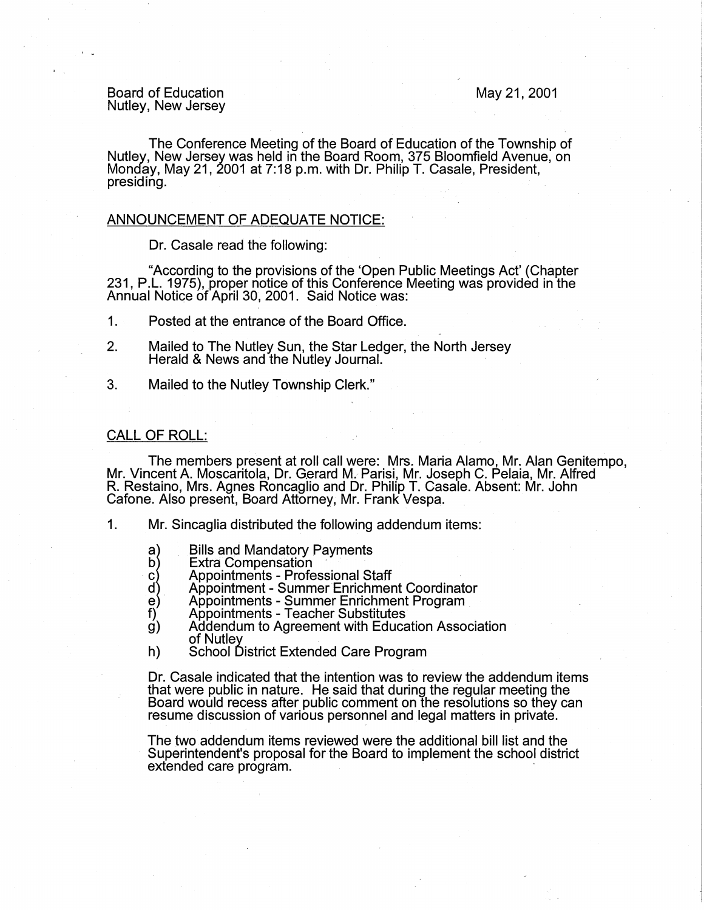Board of Education
Nutley, New Jersey

May 21, 2001

The Conference Meeting of the Board of Education of the Township of Nutley, New Jersey was held in the Board Room, 375 Bloomfield Avenue, on Monday, May 21, 2001 at 7:18 p.m. with Dr. Philip T. Casale, President, presiding.

ANNOUNCEMENT OF ADEQUATE NOTICE:

Dr. Casale read the following:

"According to the provisions of the 'Open Public Meetings Act' (Chapter 231, P.L. 1975), proper notice of this Conference Meeting was provided in the Annual Notice of April 30, 2001. Said Notice was:

1. Posted at the entrance of the Board Office.
2. Mailed to The Nutley Sun, the Star Ledger, the North Jersey Herald & News and the Nutley Journal.
3. Mailed to the Nutley Township Clerk."

CALL OF ROLL:

The members present at roll call were: Mrs. Maria Alamo, Mr. Alan Genitempo, Mr. Vincent A. Moscaritola, Dr. Gerard M. Parisi, Mr. Joseph C. Pelaia, Mr. Alfred R. Restaino, Mrs. Agnes Roncaglio and Dr. Philip T. Casale. Absent: Mr. John Cafone. Also present, Board Attorney, Mr. Frank Vespa.

1. Mr. Sincaglia distributed the following addendum items:

   a) Bills and Mandatory Payments
   b) Extra Compensation
   c) Appointments - Professional Staff
   d) Appointment - Summer Enrichment Coordinator
   e) Appointments - Summer Enrichment Program
   f) Appointments - Teacher Substitutes
   g) Addendum to Agreement with Education Association of Nutley
   h) School District Extended Care Program

   Dr. Casale indicated that the intention was to review the addendum items that were public in nature. He said that during the regular meeting the Board would recess after public comment on the resolutions so they can resume discussion of various personnel and legal matters in private.

   The two addendum items reviewed were the additional bill list and the Superintendent's proposal for the Board to implement the school district extended care program.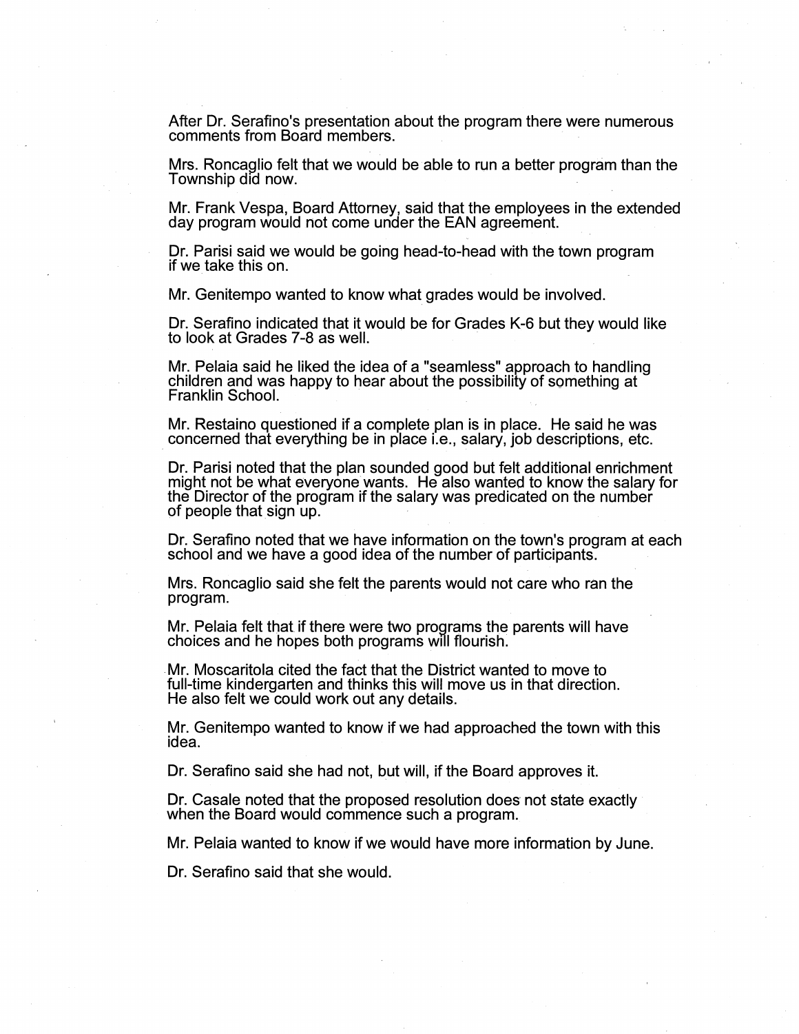After Dr. Serafino's presentation about the program there were numerous comments from Board members.

Mrs. Roncaglio felt that we would be able to run a better program than the Township did now.

Mr. Frank Vespa, Board Attorney, said that the employees in the extended day program would not come under the EAN agreement.

Dr. Parisi said we would be going head-to-head with the town program if we take this on.

Mr. Genitempo wanted to know what grades would be involved.

Dr. Serafino indicated that it would be for Grades K-6 but they would like to look at Grades 7-8 as well.

Mr. Pelaia said he liked the idea of a "seamless" approach to handling children and was happy to hear about the possibility of something at Franklin School.

Mr. Restaino questioned if a complete plan is in place. He said he was concerned that everything be in place i.e., salary, job descriptions, etc.

Dr. Parisi noted that the plan sounded good but felt additional enrichment might not be what everyone wants. He also wanted to know the salary for the Director of the program if the salary was predicated on the number of people that sign up.

Dr. Serafino noted that we have information on the town's program at each school and we have a good idea of the number of participants.

Mrs. Roncaglio said she felt the parents would not care who ran the program.

Mr. Pelaia felt that if there were two programs the parents will have choices and he hopes both programs will flourish.

Mr. Moscaritola cited the fact that the District wanted to move to full-time kindergarten and thinks this will move us in that direction. He also felt we could work out any details.

Mr. Genitempo wanted to know if we had approached the town with this idea.

Dr. Serafino said she had not, but will, if the Board approves it.

Dr. Casale noted that the proposed resolution does not state exactly when the Board would commence such a program.

Mr. Pelaia wanted to know if we would have more information by June.

Dr. Serafino said that she would.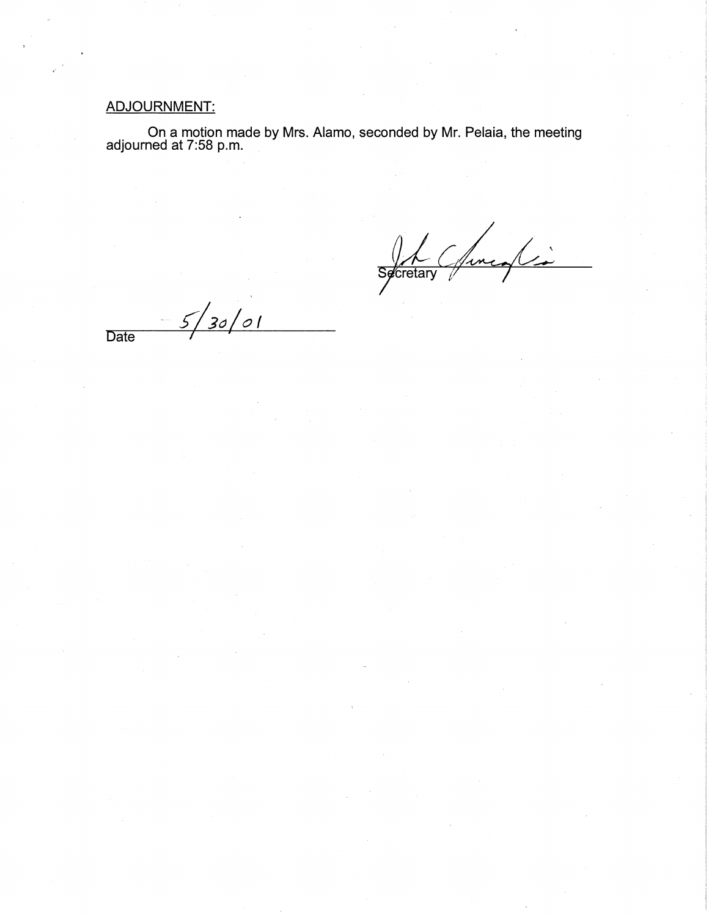ADJOUNMENT:

On a motion made by Mrs. Alamo, seconded by Mr. Pelaia, the meeting adjourned at 7:58 p.m.

Secretary

Date 5/30/01

ADJOURNMENT:

On a motion made by Mrs. Alamo, seconded by Mr. Pelaia, the meeting adjourned at 7:58 p.m.

Secretary

Date 5/30/01